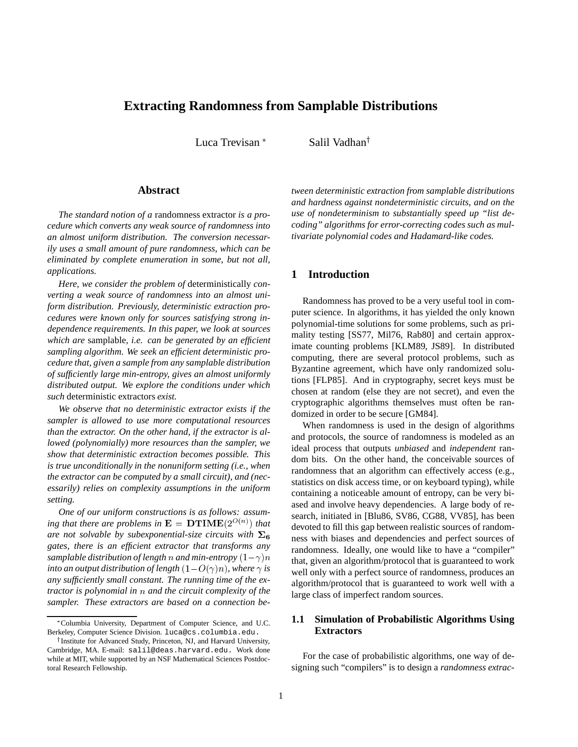# Extracting Randomness from Samplable Distributions

Luca Trevisan [*] Salil Vadhan[†]

## Abstract

*The standard notion of a* randomness extractor *is a procedure which converts any weak source of randomness into an almost uniform distribution. The conversion necessarily uses a small amount of pure randomness, which can be eliminated by complete enumeration in some, but not all, applications.*

*Here, we consider the problem of* deterministically *converting a weak source of randomness into an almost uniform distribution. Previously, deterministic extraction procedures were known only for sources satisfying strong independence requirements. In this paper, we look at sources which are* samplable, *i.e. can be generated by an efficient sampling algorithm. We seek an efficient deterministic procedure that, given a sample from any samplable distribution of sufficiently large min-entropy, gives an almost uniformly distributed output. We explore the conditions under which such* deterministic extractors *exist.*

*We observe that no deterministic extractor exists if the sampler is allowed to use more computational resources than the extractor. On the other hand, if the extractor is allowed (polynomially) more resources than the sampler, we show that deterministic extraction becomes possible. This is true unconditionally in the nonuniform setting (i.e., when the extractor can be computed by a small circuit), and (necessarily) relies on complexity assumptions in the uniform setting.*

*One of our uniform constructions is as follows: assuming that there are problems in* $\mathbf{E} = \mathbf{DTIME}(2^{O(n)})$ *that are not solvable by subexponential-size circuits with* $\mathbf{\Sigma_6}$ *gates, there is an efficient extractor that transforms any samplable distribution of length* $n$ *and min-entropy* $(1-\gamma)n$ *into an output distribution of length* $(1-O(\gamma)n)$*, where* $\gamma$ *is any sufficiently small constant. The running time of the extractor is polynomial in* $n$ *and the circuit complexity of the sampler. These extractors are based on a connection between deterministic extraction from samplable distributions and hardness against nondeterministic circuits, and on the use of nondeterminism to substantially speed up "list decoding" algorithms for error-correcting codes such as multivariate polynomial codes and Hadamard-like codes.*

## 1 Introduction

Randomness has proved to be a very useful tool in computer science. In algorithms, it has yielded the only known polynomial-time solutions for some problems, such as primality testing [SS77, Mil76, Rab80] and certain approximate counting problems [KLM89, JS89]. In distributed computing, there are several protocol problems, such as Byzantine agreement, which have only randomized solutions [FLP85]. And in cryptography, secret keys must be chosen at random (else they are not secret), and even the cryptographic algorithms themselves must often be randomized in order to be secure [GM84].

When randomness is used in the design of algorithms and protocols, the source of randomness is modeled as an ideal process that outputs *unbiased* and *independent* random bits. On the other hand, the conceivable sources of randomness that an algorithm can effectively access (e.g., statistics on disk access time, or on keyboard typing), while containing a noticeable amount of entropy, can be very biased and involve heavy dependencies. A large body of research, initiated in [Blu86, SV86, CG88, VV85], has been devoted to fill this gap between realistic sources of randomness with biases and dependencies and perfect sources of randomness. Ideally, one would like to have a "compiler" that, given an algorithm/protocol that is guaranteed to work well only with a perfect source of randomness, produces an algorithm/protocol that is guaranteed to work well with a large class of imperfect random sources.

### 1.1 Simulation of Probabilistic Algorithms Using Extractors

For the case of probabilistic algorithms, one way of designing such "compilers" is to design a *randomness extrac-*

---

[*] Columbia University, Department of Computer Science, and U.C. Berkeley, Computer Science Division. luca@cs.columbia.edu.

[†] Institute for Advanced Study, Princeton, NJ, and Harvard University, Cambridge, MA. E-mail: salil@deas.harvard.edu. Work done while at MIT, while supported by an NSF Mathematical Sciences Postdoctoral Research Fellowship.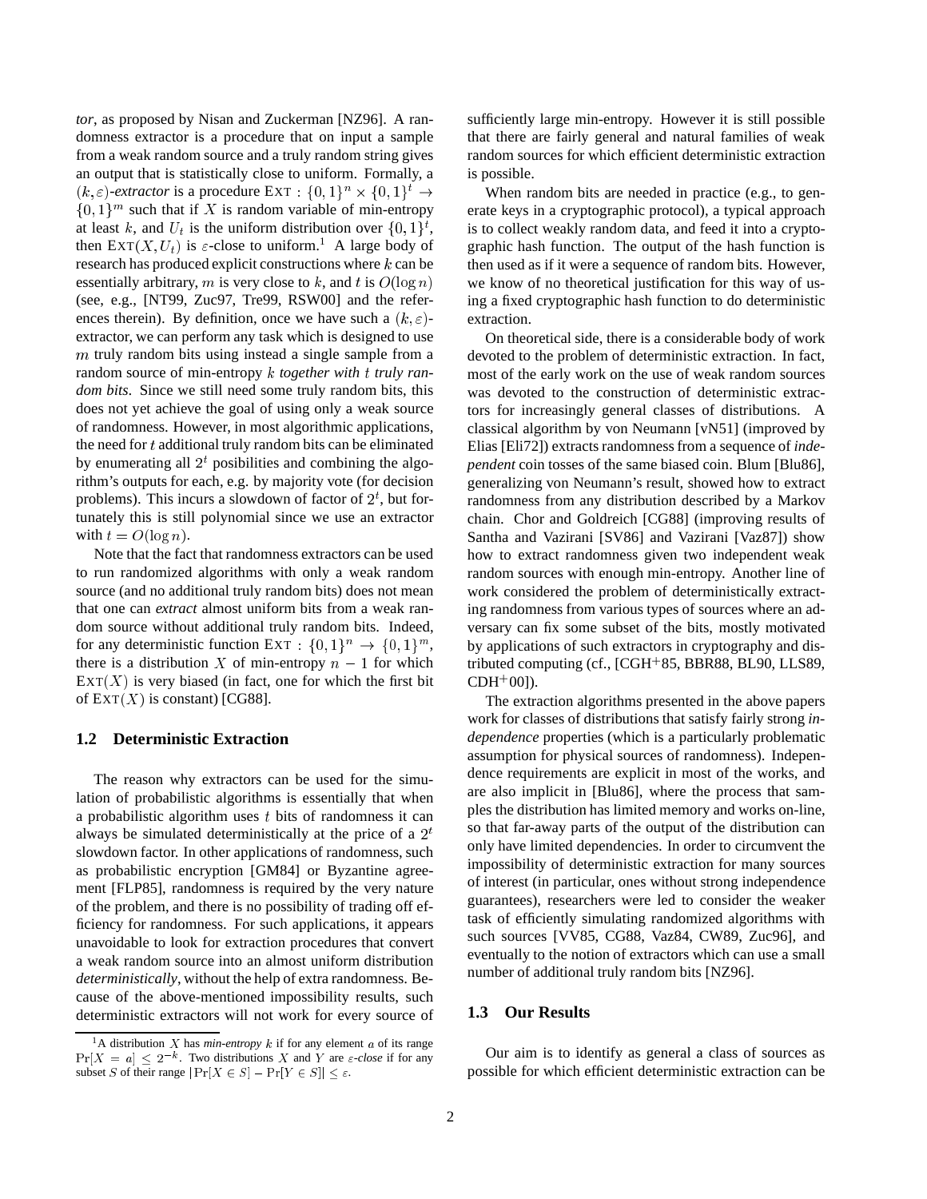*tor*, as proposed by Nisan and Zuckerman [NZ96]. A randomness extractor is a procedure that on input a sample from a weak random source and a truly random string gives an output that is statistically close to uniform. Formally, a $(k, \varepsilon)$*-extractor* is a procedure $\text{EXT} : \{0,1\}^n \times \{0,1\}^t \to \{0,1\}^m$ such that if $X$ is random variable of min-entropy at least $k$, and $U_t$ is the uniform distribution over $\{0,1\}^t$, then $\text{EXT}(X, U_t)$ is $\varepsilon$-close to uniform.[1] A large body of research has produced explicit constructions where $k$ can be essentially arbitrary, $m$ is very close to $k$, and $t$ is $O(\log n)$ (see, e.g., [NT99, Zuc97, Tre99, RSW00] and the references therein). By definition, once we have such a $(k, \varepsilon)$-extractor, we can perform any task which is designed to use $m$ truly random bits using instead a single sample from a random source of min-entropy $k$ *together with $t$ truly random bits*. Since we still need some truly random bits, this does not yet achieve the goal of using only a weak source of randomness. However, in most algorithmic applications, the need for $t$ additional truly random bits can be eliminated by enumerating all $2^t$ posibilities and combining the algorithm's outputs for each, e.g. by majority vote (for decision problems). This incurs a slowdown of factor of $2^t$, but fortunately this is still polynomial since we use an extractor with $t = O(\log n)$.

Note that the fact that randomness extractors can be used to run randomized algorithms with only a weak random source (and no additional truly random bits) does not mean that one can *extract* almost uniform bits from a weak random source without additional truly random bits. Indeed, for any deterministic function $\text{EXT} : \{0,1\}^n \to \{0,1\}^m$, there is a distribution $X$ of min-entropy $n - 1$ for which $\text{EXT}(X)$ is very biased (in fact, one for which the first bit of $\text{EXT}(X)$ is constant) [CG88].

## 1.2 Deterministic Extraction

The reason why extractors can be used for the simulation of probabilistic algorithms is essentially that when a probabilistic algorithm uses $t$ bits of randomness it can always be simulated deterministically at the price of a $2^t$ slowdown factor. In other applications of randomness, such as probabilistic encryption [GM84] or Byzantine agreement [FLP85], randomness is required by the very nature of the problem, and there is no possibility of trading off efficiency for randomness. For such applications, it appears unavoidable to look for extraction procedures that convert a weak random source into an almost uniform distribution *deterministically*, without the help of extra randomness. Because of the above-mentioned impossibility results, such deterministic extractors will not work for every source of sufficiently large min-entropy. However it is still possible that there are fairly general and natural families of weak random sources for which efficient deterministic extraction is possible.

When random bits are needed in practice (e.g., to generate keys in a cryptographic protocol), a typical approach is to collect weakly random data, and feed it into a cryptographic hash function. The output of the hash function is then used as if it were a sequence of random bits. However, we know of no theoretical justification for this way of using a fixed cryptographic hash function to do deterministic extraction.

On theoretical side, there is a considerable body of work devoted to the problem of deterministic extraction. In fact, most of the early work on the use of weak random sources was devoted to the construction of deterministic extractors for increasingly general classes of distributions. A classical algorithm by von Neumann [vN51] (improved by Elias [Eli72]) extracts randomness from a sequence of *independent* coin tosses of the same biased coin. Blum [Blu86], generalizing von Neumann's result, showed how to extract randomness from any distribution described by a Markov chain. Chor and Goldreich [CG88] (improving results of Santha and Vazirani [SV86] and Vazirani [Vaz87]) show how to extract randomness given two independent weak random sources with enough min-entropy. Another line of work considered the problem of deterministically extracting randomness from various types of sources where an adversary can fix some subset of the bits, mostly motivated by applications of such extractors in cryptography and distributed computing (cf., [CGH+85, BBR88, BL90, LLS89, CDH+00]).

The extraction algorithms presented in the above papers work for classes of distributions that satisfy fairly strong *independence* properties (which is a particularly problematic assumption for physical sources of randomness). Independence requirements are explicit in most of the works, and are also implicit in [Blu86], where the process that samples the distribution has limited memory and works on-line, so that far-away parts of the output of the distribution can only have limited dependencies. In order to circumvent the impossibility of deterministic extraction for many sources of interest (in particular, ones without strong independence guarantees), researchers were led to consider the weaker task of efficiently simulating randomized algorithms with such sources [VV85, CG88, Vaz84, CW89, Zuc96], and eventually to the notion of extractors which can use a small number of additional truly random bits [NZ96].

## 1.3 Our Results

Our aim is to identify as general a class of sources as possible for which efficient deterministic extraction can be

[1] A distribution $X$ has *min-entropy* $k$ if for any element $a$ of its range $\Pr[X = a] \le 2^{-k}$. Two distributions $X$ and $Y$ are $\varepsilon$*-close* if for any subset $S$ of their range $|\Pr[X \in S] - \Pr[Y \in S]| \le \varepsilon$.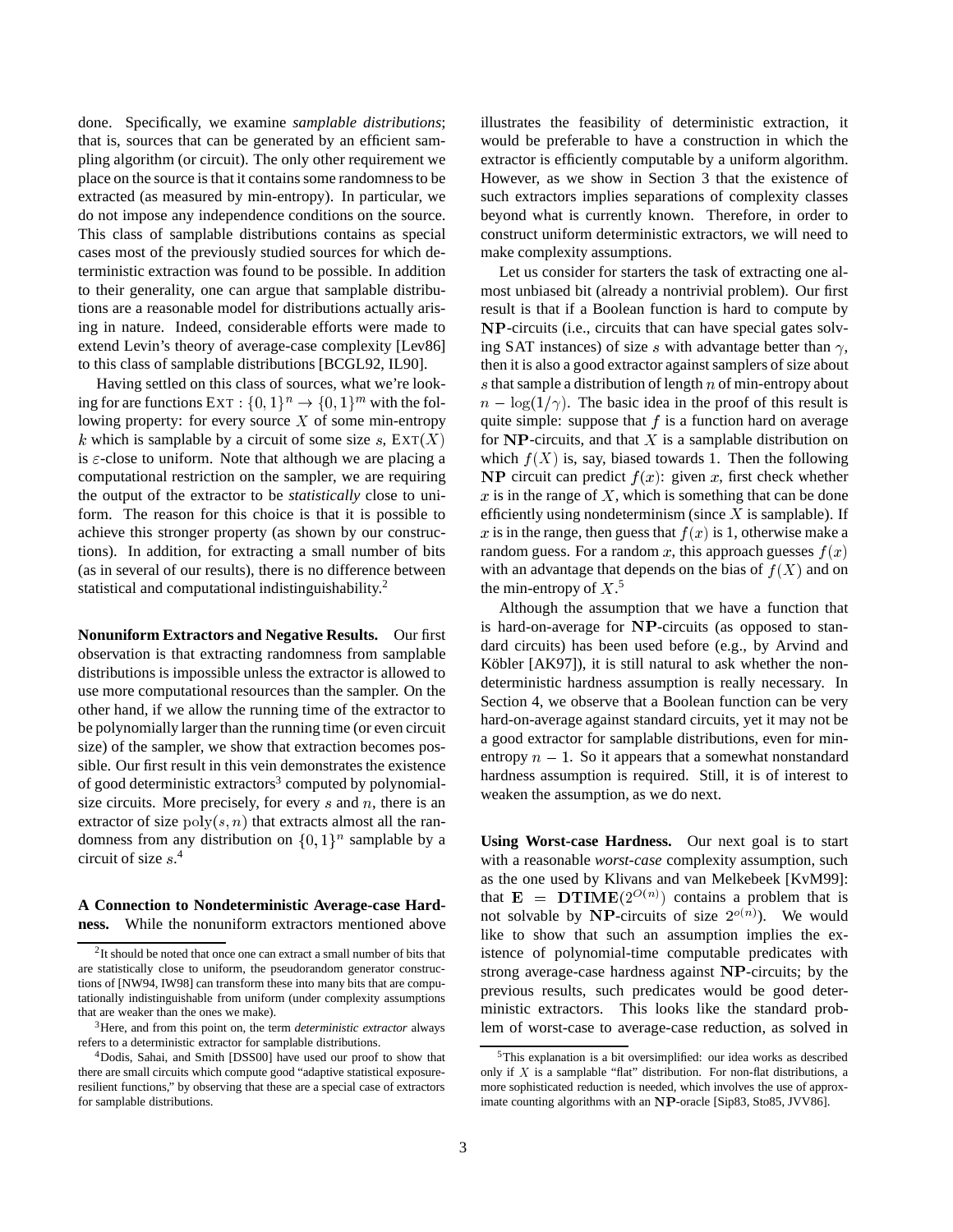done. Specifically, we examine *samplable distributions*; that is, sources that can be generated by an efficient sampling algorithm (or circuit). The only other requirement we place on the source is that it contains some randomness to be extracted (as measured by min-entropy). In particular, we do not impose any independence conditions on the source. This class of samplable distributions contains as special cases most of the previously studied sources for which deterministic extraction was found to be possible. In addition to their generality, one can argue that samplable distributions are a reasonable model for distributions actually arising in nature. Indeed, considerable efforts were made to extend Levin's theory of average-case complexity [Lev86] to this class of samplable distributions [BCGL92, IL90].

Having settled on this class of sources, what we're looking for are functions $\mathrm{EXT} : \{0,1\}^n \to \{0,1\}^m$ with the following property: for every source $X$ of some min-entropy $k$ which is samplable by a circuit of some size $s$, $\mathrm{EXT}(X)$ is $\varepsilon$-close to uniform. Note that although we are placing a computational restriction on the sampler, we are requiring the output of the extractor to be *statistically* close to uniform. The reason for this choice is that it is possible to achieve this stronger property (as shown by our constructions). In addition, for extracting a small number of bits (as in several of our results), there is no difference between statistical and computational indistinguishability.[2]

**Nonuniform Extractors and Negative Results.** Our first observation is that extracting randomness from samplable distributions is impossible unless the extractor is allowed to use more computational resources than the sampler. On the other hand, if we allow the running time of the extractor to be polynomially larger than the running time (or even circuit size) of the sampler, we show that extraction becomes possible. Our first result in this vein demonstrates the existence of good deterministic extractors[3] computed by polynomial-size circuits. More precisely, for every $s$ and $n$, there is an extractor of size $\mathrm{poly}(s, n)$ that extracts almost all the randomness from any distribution on $\{0,1\}^n$ samplable by a circuit of size $s$.[4]

**A Connection to Nondeterministic Average-case Hardness.** While the nonuniform extractors mentioned above illustrates the feasibility of deterministic extraction, it would be preferable to have a construction in which the extractor is efficiently computable by a uniform algorithm. However, as we show in Section 3 that the existence of such extractors implies separations of complexity classes beyond what is currently known. Therefore, in order to construct uniform deterministic extractors, we will need to make complexity assumptions.

Let us consider for starters the task of extracting one almost unbiased bit (already a nontrivial problem). Our first result is that if a Boolean function is hard to compute by $\mathbf{NP}$-circuits (i.e., circuits that can have special gates solving SAT instances) of size $s$ with advantage better than $\gamma$, then it is also a good extractor against samplers of size about $s$ that sample a distribution of length $n$ of min-entropy about $n - \log(1/\gamma)$. The basic idea in the proof of this result is quite simple: suppose that $f$ is a function hard on average for $\mathbf{NP}$-circuits, and that $X$ is a samplable distribution on which $f(X)$ is, say, biased towards 1. Then the following $\mathbf{NP}$ circuit can predict $f(x)$: given $x$, first check whether $x$ is in the range of $X$, which is something that can be done efficiently using nondeterminism (since $X$ is samplable). If $x$ is in the range, then guess that $f(x)$ is 1, otherwise make a random guess. For a random $x$, this approach guesses $f(x)$ with an advantage that depends on the bias of $f(X)$ and on the min-entropy of $X$.[5]

Although the assumption that we have a function that is hard-on-average for $\mathbf{NP}$-circuits (as opposed to standard circuits) has been used before (e.g., by Arvind and Köbler [AK97]), it is still natural to ask whether the nondeterministic hardness assumption is really necessary. In Section 4, we observe that a Boolean function can be very hard-on-average against standard circuits, yet it may not be a good extractor for samplable distributions, even for min-entropy $n - 1$. So it appears that a somewhat nonstandard hardness assumption is required. Still, it is of interest to weaken the assumption, as we do next.

**Using Worst-case Hardness.** Our next goal is to start with a reasonable *worst-case* complexity assumption, such as the one used by Klivans and van Melkebeek [KvM99]: that $\mathbf{E} = \mathbf{DTIME}(2^{O(n)})$ contains a problem that is not solvable by $\mathbf{NP}$-circuits of size $2^{o(n)}$). We would like to show that such an assumption implies the existence of polynomial-time computable predicates with strong average-case hardness against $\mathbf{NP}$-circuits; by the previous results, such predicates would be good deterministic extractors. This looks like the standard problem of worst-case to average-case reduction, as solved in

---

[2] It should be noted that once one can extract a small number of bits that are statistically close to uniform, the pseudorandom generator constructions of [NW94, IW98] can transform these into many bits that are computationally indistinguishable from uniform (under complexity assumptions that are weaker than the ones we make).

[3] Here, and from this point on, the term *deterministic extractor* always refers to a deterministic extractor for samplable distributions.

[4] Dodis, Sahai, and Smith [DSS00] have used our proof to show that there are small circuits which compute good "adaptive statistical exposure-resilient functions," by observing that these are a special case of extractors for samplable distributions.

[5] This explanation is a bit oversimplified: our idea works as described only if $X$ is a samplable "flat" distribution. For non-flat distributions, a more sophisticated reduction is needed, which involves the use of approximate counting algorithms with an $\mathbf{NP}$-oracle [Sip83, Sto85, JVV86].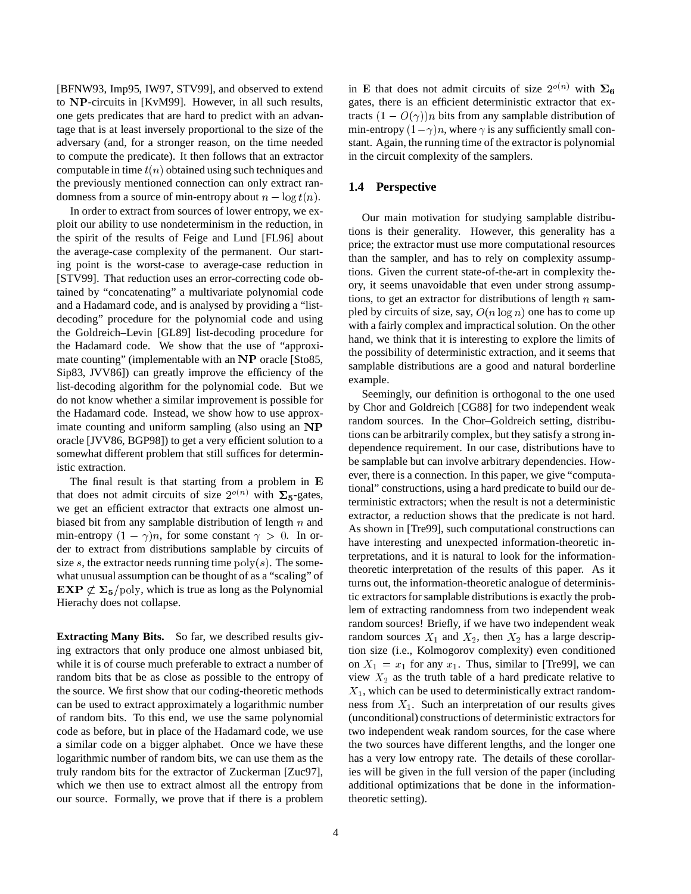[BFNW93, Imp95, IW97, STV99], and observed to extend to $\mathbf{NP}$-circuits in [KvM99]. However, in all such results, one gets predicates that are hard to predict with an advantage that is at least inversely proportional to the size of the adversary (and, for a stronger reason, on the time needed to compute the predicate). It then follows that an extractor computable in time $t(n)$ obtained using such techniques and the previously mentioned connection can only extract randomness from a source of min-entropy about $n - \log t(n)$.

In order to extract from sources of lower entropy, we exploit our ability to use nondeterminism in the reduction, in the spirit of the results of Feige and Lund [FL96] about the average-case complexity of the permanent. Our starting point is the worst-case to average-case reduction in [STV99]. That reduction uses an error-correcting code obtained by "concatenating" a multivariate polynomial code and a Hadamard code, and is analysed by providing a "list-decoding" procedure for the polynomial code and using the Goldreich–Levin [GL89] list-decoding procedure for the Hadamard code. We show that the use of "approximate counting" (implementable with an $\mathbf{NP}$ oracle [Sto85, Sip83, JVV86]) can greatly improve the efficiency of the list-decoding algorithm for the polynomial code. But we do not know whether a similar improvement is possible for the Hadamard code. Instead, we show how to use approximate counting and uniform sampling (also using an $\mathbf{NP}$ oracle [JVV86, BGP98]) to get a very efficient solution to a somewhat different problem that still suffices for deterministic extraction.

The final result is that starting from a problem in $\mathbf{E}$ that does not admit circuits of size $2^{o(n)}$ with $\mathbf{\Sigma_5}$-gates, we get an efficient extractor that extracts one almost unbiased bit from any samplable distribution of length $n$ and min-entropy $(1-\gamma)n$, for some constant $\gamma > 0$. In order to extract from distributions samplable by circuits of size $s$, the extractor needs running time $\mathrm{poly}(s)$. The somewhat unusual assumption can be thought of as a "scaling" of $\mathbf{EXP} \not\subset \mathbf{\Sigma_5}/\mathrm{poly}$, which is true as long as the Polynomial Hierachy does not collapse.

**Extracting Many Bits.** So far, we described results giving extractors that only produce one almost unbiased bit, while it is of course much preferable to extract a number of random bits that be as close as possible to the entropy of the source. We first show that our coding-theoretic methods can be used to extract approximately a logarithmic number of random bits. To this end, we use the same polynomial code as before, but in place of the Hadamard code, we use a similar code on a bigger alphabet. Once we have these logarithmic number of random bits, we can use them as the truly random bits for the extractor of Zuckerman [Zuc97], which we then use to extract almost all the entropy from our source. Formally, we prove that if there is a problem in $\mathbf{E}$ that does not admit circuits of size $2^{o(n)}$ with $\mathbf{\Sigma_6}$ gates, there is an efficient deterministic extractor that extracts $(1 - O(\gamma))n$ bits from any samplable distribution of min-entropy $(1-\gamma)n$, where $\gamma$ is any sufficiently small constant. Again, the running time of the extractor is polynomial in the circuit complexity of the samplers.

### 1.4 Perspective

Our main motivation for studying samplable distributions is their generality. However, this generality has a price; the extractor must use more computational resources than the sampler, and has to rely on complexity assumptions. Given the current state-of-the-art in complexity theory, it seems unavoidable that even under strong assumptions, to get an extractor for distributions of length $n$ sampled by circuits of size, say, $O(n \log n)$ one has to come up with a fairly complex and impractical solution. On the other hand, we think that it is interesting to explore the limits of the possibility of deterministic extraction, and it seems that samplable distributions are a good and natural borderline example.

Seemingly, our definition is orthogonal to the one used by Chor and Goldreich [CG88] for two independent weak random sources. In the Chor–Goldreich setting, distributions can be arbitrarily complex, but they satisfy a strong independence requirement. In our case, distributions have to be samplable but can involve arbitrary dependencies. However, there is a connection. In this paper, we give "computational" constructions, using a hard predicate to build our deterministic extractors; when the result is not a deterministic extractor, a reduction shows that the predicate is not hard. As shown in [Tre99], such computational constructions can have interesting and unexpected information-theoretic interpretations, and it is natural to look for the information-theoretic interpretation of the results of this paper. As it turns out, the information-theoretic analogue of deterministic extractors for samplable distributions is exactly the problem of extracting randomness from two independent weak random sources! Briefly, if we have two independent weak random sources $X_1$ and $X_2$, then $X_2$ has a large description size (i.e., Kolmogorov complexity) even conditioned on $X_1 = x_1$ for any $x_1$. Thus, similar to [Tre99], we can view $X_2$ as the truth table of a hard predicate relative to $X_1$, which can be used to deterministically extract randomness from $X_1$. Such an interpretation of our results gives (unconditional) constructions of deterministic extractors for two independent weak random sources, for the case where the two sources have different lengths, and the longer one has a very low entropy rate. The details of these corollaries will be given in the full version of the paper (including additional optimizations that be done in the information-theoretic setting).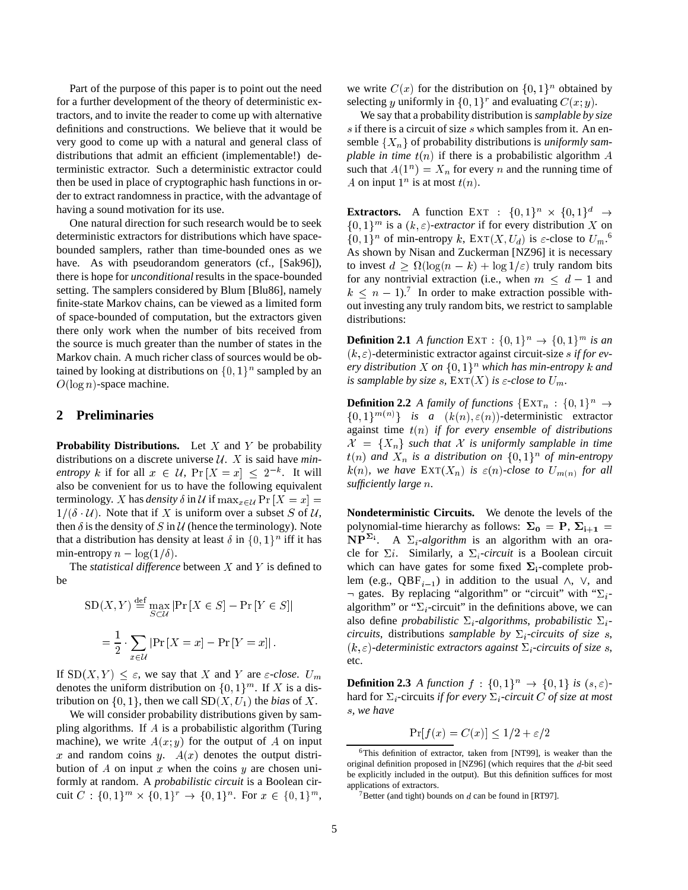Part of the purpose of this paper is to point out the need for a further development of the theory of deterministic extractors, and to invite the reader to come up with alternative definitions and constructions. We believe that it would be very good to come up with a natural and general class of distributions that admit an efficient (implementable!) deterministic extractor. Such a deterministic extractor could then be used in place of cryptographic hash functions in order to extract randomness in practice, with the advantage of having a sound motivation for its use.

One natural direction for such research would be to seek deterministic extractors for distributions which have space-bounded samplers, rather than time-bounded ones as we have. As with pseudorandom generators (cf., [Sak96]), there is hope for *unconditional* results in the space-bounded setting. The samplers considered by Blum [Blu86], namely finite-state Markov chains, can be viewed as a limited form of space-bounded of computation, but the extractors given there only work when the number of bits received from the source is much greater than the number of states in the Markov chain. A much richer class of sources would be obtained by looking at distributions on $\{0,1\}^n$ sampled by an $O(\log n)$-space machine.

## 2 Preliminaries

**Probability Distributions.** Let $X$ and $Y$ be probability distributions on a discrete universe $\mathcal{U}$. $X$ is said have *min-entropy* $k$ if for all $x \in \mathcal{U}$, $\Pr[X = x] \leq 2^{-k}$. It will also be convenient for us to have the following equivalent terminology. $X$ has *density* $\delta$ in $\mathcal{U}$ if $\max_{x \in \mathcal{U}} \Pr[X = x] = 1/(\delta \cdot \mathcal{U})$. Note that if $X$ is uniform over a subset $S$ of $\mathcal{U}$, then $\delta$ is the density of $S$ in $\mathcal{U}$ (hence the terminology). Note that a distribution has density at least $\delta$ in $\{0,1\}^n$ iff it has min-entropy $n - \log(1/\delta)$.

The *statistical difference* between $X$ and $Y$ is defined to be

$$\mathrm{SD}(X,Y) \stackrel{\text{def}}{=} \max_{S \subset \mathcal{U}} |\Pr[X \in S] - \Pr[Y \in S]|$$

$$= \frac{1}{2} \cdot \sum_{x \in \mathcal{U}} |\Pr[X = x] - \Pr[Y = x]|.$$

If $\mathrm{SD}(X,Y) \leq \varepsilon$, we say that $X$ and $Y$ are *$\varepsilon$-close*. $U_m$ denotes the uniform distribution on $\{0,1\}^m$. If $X$ is a distribution on $\{0,1\}$, then we call $\mathrm{SD}(X, U_1)$ the *bias* of $X$.

We will consider probability distributions given by sampling algorithms. If $A$ is a probabilistic algorithm (Turing machine), we write $A(x; y)$ for the output of $A$ on input $x$ and random coins $y$. $A(x)$ denotes the output distribution of $A$ on input $x$ when the coins $y$ are chosen uniformly at random. A *probabilistic circuit* is a Boolean circuit $C : \{0,1\}^m \times \{0,1\}^r \to \{0,1\}^n$. For $x \in \{0,1\}^m$, we write $C(x)$ for the distribution on $\{0,1\}^n$ obtained by selecting $y$ uniformly in $\{0,1\}^r$ and evaluating $C(x; y)$.

We say that a probability distribution is *samplable by size* $s$ if there is a circuit of size $s$ which samples from it. An ensemble $\{X_n\}$ of probability distributions is *uniformly samplable in time* $t(n)$ if there is a probabilistic algorithm $A$ such that $A(1^n) = X_n$ for every $n$ and the running time of $A$ on input $1^n$ is at most $t(n)$.

**Extractors.** A function $\mathrm{EXT} : \{0,1\}^n \times \{0,1\}^d \to \{0,1\}^m$ is a *$(k,\varepsilon)$-extractor* if for every distribution $X$ on $\{0,1\}^n$ of min-entropy $k$, $\mathrm{EXT}(X, U_d)$ is $\varepsilon$-close to $U_m$.[6] As shown by Nisan and Zuckerman [NZ96] it is necessary to invest $d \geq \Omega(\log(n-k) + \log 1/\varepsilon)$ truly random bits for any nontrivial extraction (i.e., when $m \leq d - 1$ and $k \leq n - 1$).[7] In order to make extraction possible without investing any truly random bits, we restrict to samplable distributions:

**Definition 2.1** *A function* $\mathrm{EXT} : \{0,1\}^n \to \{0,1\}^m$ *is an* $(k,\varepsilon)$-deterministic extractor against circuit-size $s$ *if for every distribution $X$ on $\{0,1\}^n$ which has min-entropy $k$ and is samplable by size $s$, $\mathrm{EXT}(X)$ is $\varepsilon$-close to $U_m$.*

**Definition 2.2** *A family of functions* $\{\mathrm{EXT}_n : \{0,1\}^n \to \{0,1\}^{m(n)}\}$ *is a* $(k(n), \varepsilon(n))$-deterministic extractor against time $t(n)$ *if for every ensemble of distributions $\mathcal{X} = \{X_n\}$ such that $\mathcal{X}$ is uniformly samplable in time $t(n)$ and $X_n$ is a distribution on $\{0,1\}^n$ of min-entropy $k(n)$, we have $\mathrm{EXT}(X_n)$ is $\varepsilon(n)$-close to $U_{m(n)}$ for all sufficiently large $n$.*

**Nondeterministic Circuits.** We denote the levels of the polynomial-time hierarchy as follows: $\mathbf{\Sigma_0} = \mathbf{P}$, $\mathbf{\Sigma_{i+1}} = \mathbf{NP}^{\mathbf{\Sigma_i}}$. A *$\Sigma_i$-algorithm* is an algorithm with an oracle for $\Sigma i$. Similarly, a *$\Sigma_i$-circuit* is a Boolean circuit which can have gates for some fixed $\mathbf{\Sigma_i}$-complete problem (e.g., $\mathrm{QBF}_{i-1}$) in addition to the usual $\wedge$, $\vee$, and $\neg$ gates. By replacing "algorithm" or "circuit" with "$\Sigma_i$-algorithm" or "$\Sigma_i$-circuit" in the definitions above, we can also define *probabilistic $\Sigma_i$-algorithms*, *probabilistic $\Sigma_i$-circuits*, distributions *samplable by $\Sigma_i$-circuits of size $s$*, *$(k,\varepsilon)$-deterministic extractors against $\Sigma_i$-circuits of size $s$*, etc.

**Definition 2.3** *A function $f : \{0,1\}^n \to \{0,1\}$ is $(s,\varepsilon)$-*hard for $\Sigma_i$-circuits *if for every $\Sigma_i$-circuit $C$ of size at most $s$, we have*

$$\Pr[f(x) = C(x)] \leq 1/2 + \varepsilon/2$$

[6] This definition of extractor, taken from [NT99], is weaker than the original definition proposed in [NZ96] (which requires that the $d$-bit seed be explicitly included in the output). But this definition suffices for most applications of extractors.

[7] Better (and tight) bounds on $d$ can be found in [RT97].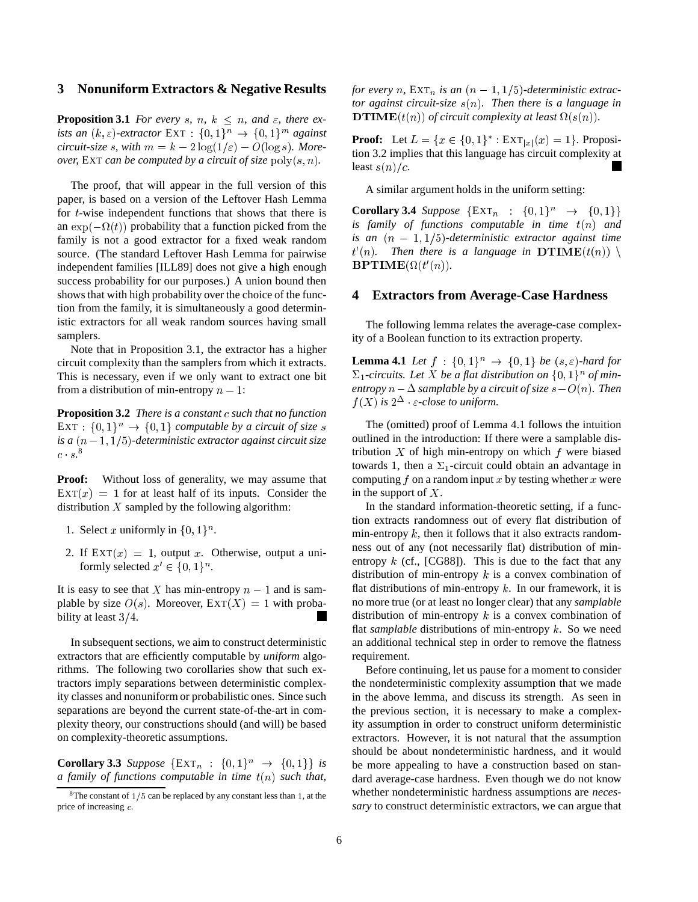## 3 Nonuniform Extractors & Negative Results

**Proposition 3.1** *For every $s$, $n$, $k \leq n$, and $\varepsilon$, there exists an $(k, \varepsilon)$-extractor* $\text{EXT} : \{0,1\}^n \rightarrow \{0,1\}^m$ *against circuit-size $s$, with $m = k - 2\log(1/\varepsilon) - O(\log s)$. Moreover,* EXT *can be computed by a circuit of size $\mathrm{poly}(s, n)$.*

The proof, that will appear in the full version of this paper, is based on a version of the Leftover Hash Lemma for $t$-wise independent functions that shows that there is an $\exp(-\Omega(t))$ probability that a function picked from the family is not a good extractor for a fixed weak random source. (The standard Leftover Hash Lemma for pairwise independent families [ILL89] does not give a high enough success probability for our purposes.) A union bound then shows that with high probability over the choice of the function from the family, it is simultaneously a good deterministic extractors for all weak random sources having small samplers.

Note that in Proposition 3.1, the extractor has a higher circuit complexity than the samplers from which it extracts. This is necessary, even if we only want to extract one bit from a distribution of min-entropy $n - 1$:

**Proposition 3.2** *There is a constant $c$ such that no function* $\text{EXT} : \{0,1\}^n \rightarrow \{0,1\}$ *computable by a circuit of size $s$ is a $(n-1, 1/5)$-deterministic extractor against circuit size $c \cdot s$.*[8]

**Proof:** Without loss of generality, we may assume that $\text{EXT}(x) = 1$ for at least half of its inputs. Consider the distribution $X$ sampled by the following algorithm:

1. Select $x$ uniformly in $\{0,1\}^n$.
2. If $\text{EXT}(x) = 1$, output $x$. Otherwise, output a uniformly selected $x' \in \{0,1\}^n$.

It is easy to see that $X$ has min-entropy $n - 1$ and is samplable by size $O(s)$. Moreover, $\text{EXT}(X) = 1$ with probability at least $3/4$. ■

In subsequent sections, we aim to construct deterministic extractors that are efficiently computable by *uniform* algorithms. The following two corollaries show that such extractors imply separations between deterministic complexity classes and nonuniform or probabilistic ones. Since such separations are beyond the current state-of-the-art in complexity theory, our constructions should (and will) be based on complexity-theoretic assumptions.

**Corollary 3.3** *Suppose $\{\text{EXT}_n : \{0,1\}^n \rightarrow \{0,1\}\}$ is a family of functions computable in time $t(n)$ such that, for every $n$, $\text{EXT}_n$ is an $(n-1, 1/5)$-deterministic extractor against circuit-size $s(n)$. Then there is a language in $\mathbf{DTIME}(t(n))$ of circuit complexity at least $\Omega(s(n))$.*

**Proof:** Let $L = \{x \in \{0,1\}^* : \text{EXT}_{|x|}(x) = 1\}$. Proposition 3.2 implies that this language has circuit complexity at least $s(n)/c$. ■

A similar argument holds in the uniform setting:

**Corollary 3.4** *Suppose $\{\text{EXT}_n : \{0,1\}^n \rightarrow \{0,1\}\}$ is family of functions computable in time $t(n)$ and is an $(n-1, 1/5)$-deterministic extractor against time $t'(n)$. Then there is a language in $\mathbf{DTIME}(t(n)) \setminus \mathbf{BPTIME}(\Omega(t'(n))$.*

[8] The constant of $1/5$ can be replaced by any constant less than 1, at the price of increasing $c$.

## 4 Extractors from Average-Case Hardness

The following lemma relates the average-case complexity of a Boolean function to its extraction property.

**Lemma 4.1** *Let $f : \{0,1\}^n \rightarrow \{0,1\}$ be $(s, \varepsilon)$-hard for $\Sigma_1$-circuits. Let $X$ be a flat distribution on $\{0,1\}^n$ of min-entropy $n - \Delta$ samplable by a circuit of size $s - O(n)$. Then $f(X)$ is $2^{\Delta} \cdot \varepsilon$-close to uniform.*

The (omitted) proof of Lemma 4.1 follows the intuition outlined in the introduction: If there were a samplable distribution $X$ of high min-entropy on which $f$ were biased towards 1, then a $\Sigma_1$-circuit could obtain an advantage in computing $f$ on a random input $x$ by testing whether $x$ were in the support of $X$.

In the standard information-theoretic setting, if a function extracts randomness out of every flat distribution of min-entropy $k$, then it follows that it also extracts randomness out of any (not necessarily flat) distribution of min-entropy $k$ (cf., [CG88]). This is due to the fact that any distribution of min-entropy $k$ is a convex combination of flat distributions of min-entropy $k$. In our framework, it is no more true (or at least no longer clear) that any *samplable* distribution of min-entropy $k$ is a convex combination of flat *samplable* distributions of min-entropy $k$. So we need an additional technical step in order to remove the flatness requirement.

Before continuing, let us pause for a moment to consider the nondeterministic complexity assumption that we made in the above lemma, and discuss its strength. As seen in the previous section, it is necessary to make a complexity assumption in order to construct uniform deterministic extractors. However, it is not natural that the assumption should be about nondeterministic hardness, and it would be more appealing to have a construction based on standard average-case hardness. Even though we do not know whether nondeterministic hardness assumptions are *necessary* to construct deterministic extractors, we can argue that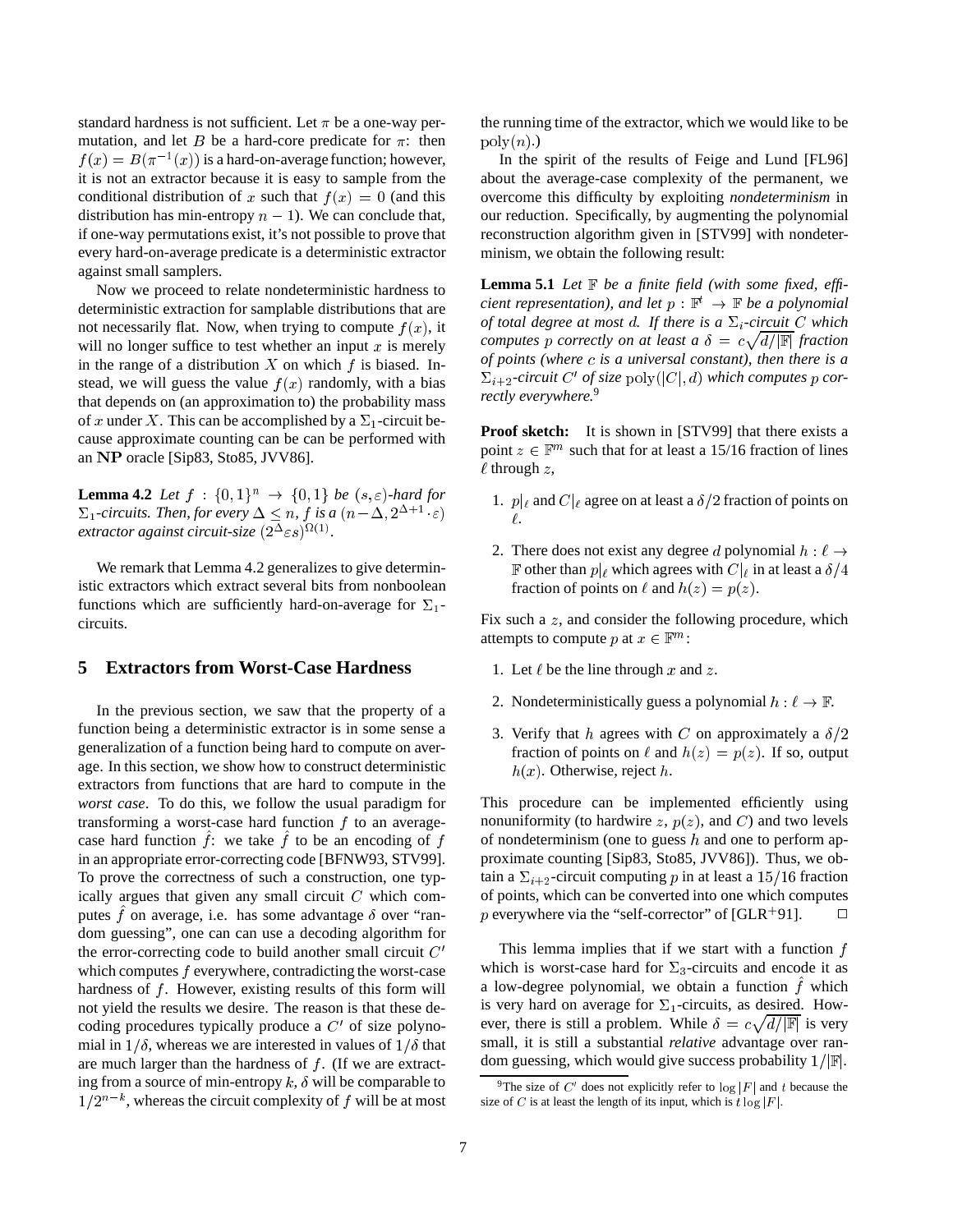standard hardness is not sufficient. Let $\pi$ be a one-way permutation, and let $B$ be a hard-core predicate for $\pi$: then $f(x) = B(\pi^{-1}(x))$ is a hard-on-average function; however, it is not an extractor because it is easy to sample from the conditional distribution of $x$ such that $f(x) = 0$ (and this distribution has min-entropy $n-1$). We can conclude that, if one-way permutations exist, it's not possible to prove that every hard-on-average predicate is a deterministic extractor against small samplers.

Now we proceed to relate nondeterministic hardness to deterministic extraction for samplable distributions that are not necessarily flat. Now, when trying to compute $f(x)$, it will no longer suffice to test whether an input $x$ is merely in the range of a distribution $X$ on which $f$ is biased. Instead, we will guess the value $f(x)$ randomly, with a bias that depends on (an approximation to) the probability mass of $x$ under $X$. This can be accomplished by a $\Sigma_1$-circuit because approximate counting can be can be performed with an $\mathbf{NP}$ oracle [Sip83, Sto85, JVV86].

**Lemma 4.2** *Let $f : \{0,1\}^n \to \{0,1\}$ be $(s, \varepsilon)$-hard for $\Sigma_1$-circuits. Then, for every $\Delta \leq n$, $f$ is a $(n-\Delta, 2^{\Delta+1} \cdot \varepsilon)$ extractor against circuit-size $(2^\Delta \varepsilon s)^{\Omega(1)}$.*

We remark that Lemma 4.2 generalizes to give deterministic extractors which extract several bits from nonboolean functions which are sufficiently hard-on-average for $\Sigma_1$-circuits.

## 5 Extractors from Worst-Case Hardness

In the previous section, we saw that the property of a function being a deterministic extractor is in some sense a generalization of a function being hard to compute on average. In this section, we show how to construct deterministic extractors from functions that are hard to compute in the *worst case*. To do this, we follow the usual paradigm for transforming a worst-case hard function $f$ to an average-case hard function $\hat{f}$: we take $\hat{f}$ to be an encoding of $f$ in an appropriate error-correcting code [BFNW93, STV99]. To prove the correctness of such a construction, one typically argues that given any small circuit $C$ which computes $\hat{f}$ on average, i.e. has some advantage $\delta$ over "random guessing", one can can use a decoding algorithm for the error-correcting code to build another small circuit $C'$ which computes $f$ everywhere, contradicting the worst-case hardness of $f$. However, existing results of this form will not yield the results we desire. The reason is that these decoding procedures typically produce a $C'$ of size polynomial in $1/\delta$, whereas we are interested in values of $1/\delta$ that are much larger than the hardness of $f$. (If we are extracting from a source of min-entropy $k$, $\delta$ will be comparable to $1/2^{n-k}$, whereas the circuit complexity of $f$ will be at most the running time of the extractor, which we would like to be $\mathrm{poly}(n)$.)

In the spirit of the results of Feige and Lund [FL96] about the average-case complexity of the permanent, we overcome this difficulty by exploiting *nondeterminism* in our reduction. Specifically, by augmenting the polynomial reconstruction algorithm given in [STV99] with nondeterminism, we obtain the following result:

**Lemma 5.1** *Let $\mathbb{F}$ be a finite field (with some fixed, efficient representation), and let $p : \mathbb{F}^t \to \mathbb{F}$ be a polynomial of total degree at most $d$. If there is a $\Sigma_i$-circuit $C$ which computes $p$ correctly on at least a $\delta = c\sqrt{d/|\mathbb{F}|}$ fraction of points (where $c$ is a universal constant), then there is a $\Sigma_{i+2}$-circuit $C'$ of size $\mathrm{poly}(|C|, d)$ which computes $p$ correctly everywhere.*[9]

**Proof sketch:** It is shown in [STV99] that there exists a point $z \in \mathbb{F}^m$ such that for at least a 15/16 fraction of lines $\ell$ through $z$,

1. $p|_\ell$ and $C|_\ell$ agree on at least a $\delta/2$ fraction of points on $\ell$.
2. There does not exist any degree $d$ polynomial $h : \ell \to \mathbb{F}$ other than $p|_\ell$ which agrees with $C|_\ell$ in at least a $\delta/4$ fraction of points on $\ell$ and $h(z) = p(z)$.

Fix such a $z$, and consider the following procedure, which attempts to compute $p$ at $x \in \mathbb{F}^m$:

1. Let $\ell$ be the line through $x$ and $z$.
2. Nondeterministically guess a polynomial $h : \ell \to \mathbb{F}$.
3. Verify that $h$ agrees with $C$ on approximately a $\delta/2$ fraction of points on $\ell$ and $h(z) = p(z)$. If so, output $h(x)$. Otherwise, reject $h$.

This procedure can be implemented efficiently using nonuniformity (to hardwire $z$, $p(z)$, and $C$) and two levels of nondeterminism (one to guess $h$ and one to perform approximate counting [Sip83, Sto85, JVV86]). Thus, we obtain a $\Sigma_{i+2}$-circuit computing $p$ in at least a 15/16 fraction of points, which can be converted into one which computes $p$ everywhere via the "self-corrector" of [GLR+91]. $\square$

This lemma implies that if we start with a function $f$ which is worst-case hard for $\Sigma_3$-circuits and encode it as a low-degree polynomial, we obtain a function $\hat{f}$ which is very hard on average for $\Sigma_1$-circuits, as desired. However, there is still a problem. While $\delta = c\sqrt{d/|\mathbb{F}|}$ is very small, it is still a substantial *relative* advantage over random guessing, which would give success probability $1/|\mathbb{F}|$.

[9] The size of $C'$ does not explicitly refer to $\log|F|$ and $t$ because the size of $C$ is at least the length of its input, which is $t \log|F|$.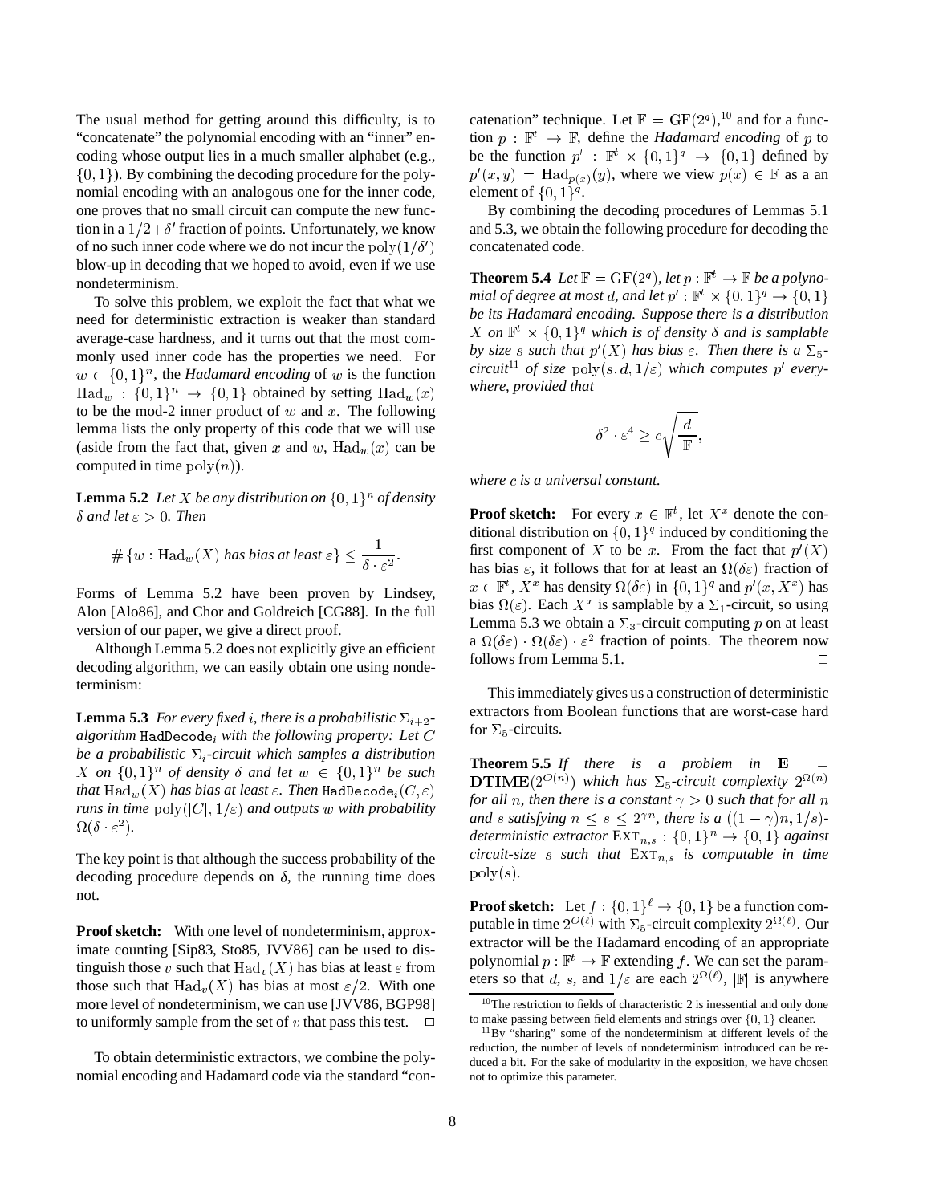The usual method for getting around this difficulty, is to "concatenate" the polynomial encoding with an "inner" encoding whose output lies in a much smaller alphabet (e.g., $\{0,1\}$). By combining the decoding procedure for the polynomial encoding with an analogous one for the inner code, one proves that no small circuit can compute the new function in a $1/2+\delta'$ fraction of points. Unfortunately, we know of no such inner code where we do not incur the $\mathrm{poly}(1/\delta')$ blow-up in decoding that we hoped to avoid, even if we use nondeterminism.

To solve this problem, we exploit the fact that what we need for deterministic extraction is weaker than standard average-case hardness, and it turns out that the most commonly used inner code has the properties we need. For $w \in \{0,1\}^n$, the *Hadamard encoding* of $w$ is the function $\mathrm{Had}_w : \{0,1\}^n \to \{0,1\}$ obtained by setting $\mathrm{Had}_w(x)$ to be the mod-2 inner product of $w$ and $x$. The following lemma lists the only property of this code that we will use (aside from the fact that, given $x$ and $w$, $\mathrm{Had}_w(x)$ can be computed in time $\mathrm{poly}(n)$).

**Lemma 5.2** *Let $X$ be any distribution on $\{0,1\}^n$ of density $\delta$ and let $\varepsilon > 0$. Then*

$$\#\{w : \mathrm{Had}_w(X) \text{ has bias at least } \varepsilon\} \leq \frac{1}{\delta \cdot \varepsilon^2}.$$

Forms of Lemma 5.2 have been proven by Lindsey, Alon [Alo86], and Chor and Goldreich [CG88]. In the full version of our paper, we give a direct proof.

Although Lemma 5.2 does not explicitly give an efficient decoding algorithm, we can easily obtain one using nondeterminism:

**Lemma 5.3** *For every fixed $i$, there is a probabilistic $\Sigma_{i+2}$-algorithm $\mathtt{HadDecode}_i$ with the following property: Let $C$ be a probabilistic $\Sigma_i$-circuit which samples a distribution $X$ on $\{0,1\}^n$ of density $\delta$ and let $w \in \{0,1\}^n$ be such that $\mathrm{Had}_w(X)$ has bias at least $\varepsilon$. Then $\mathtt{HadDecode}_i(C,\varepsilon)$ runs in time $\mathrm{poly}(|C|, 1/\varepsilon)$ and outputs $w$ with probability $\Omega(\delta \cdot \varepsilon^2)$.*

The key point is that although the success probability of the decoding procedure depends on $\delta$, the running time does not.

**Proof sketch:** With one level of nondeterminism, approximate counting [Sip83, Sto85, JVV86] can be used to distinguish those $v$ such that $\mathrm{Had}_v(X)$ has bias at least $\varepsilon$ from those such that $\mathrm{Had}_v(X)$ has bias at most $\varepsilon/2$. With one more level of nondeterminism, we can use [JVV86, BGP98] to uniformly sample from the set of $v$ that pass this test. □

To obtain deterministic extractors, we combine the polynomial encoding and Hadamard code via the standard "concatenation" technique. Let $\mathbb{F} = \mathrm{GF}(2^q)$,[10] and for a function $p : \mathbb{F}^t \to \mathbb{F}$, define the *Hadamard encoding* of $p$ to be the function $p' : \mathbb{F}^t \times \{0,1\}^q \to \{0,1\}$ defined by $p'(x,y) = \mathrm{Had}_{p(x)}(y)$, where we view $p(x) \in \mathbb{F}$ as a an element of $\{0,1\}^q$.

By combining the decoding procedures of Lemmas 5.1 and 5.3, we obtain the following procedure for decoding the concatenated code.

**Theorem 5.4** *Let $\mathbb{F} = \mathrm{GF}(2^q)$, let $p : \mathbb{F}^t \to \mathbb{F}$ be a polynomial of degree at most $d$, and let $p' : \mathbb{F}^t \times \{0,1\}^q \to \{0,1\}$ be its Hadamard encoding. Suppose there is a distribution $X$ on $\mathbb{F}^t \times \{0,1\}^q$ which is of density $\delta$ and is samplable by size $s$ such that $p'(X)$ has bias $\varepsilon$. Then there is a $\Sigma_5$-circuit*[11] *of size $\mathrm{poly}(s, d, 1/\varepsilon)$ which computes $p'$ everywhere, provided that*

$$\delta^2 \cdot \varepsilon^4 \geq c\sqrt{\frac{d}{|\mathbb{F}|}},$$

*where $c$ is a universal constant.*

**Proof sketch:** For every $x \in \mathbb{F}^t$, let $X^x$ denote the conditional distribution on $\{0,1\}^q$ induced by conditioning the first component of $X$ to be $x$. From the fact that $p'(X)$ has bias $\varepsilon$, it follows that for at least an $\Omega(\delta\varepsilon)$ fraction of $x \in \mathbb{F}^t$, $X^x$ has density $\Omega(\delta\varepsilon)$ in $\{0,1\}^q$ and $p'(x, X^x)$ has bias $\Omega(\varepsilon)$. Each $X^x$ is samplable by a $\Sigma_1$-circuit, so using Lemma 5.3 we obtain a $\Sigma_3$-circuit computing $p$ on at least a $\Omega(\delta\varepsilon) \cdot \Omega(\delta\varepsilon) \cdot \varepsilon^2$ fraction of points. The theorem now follows from Lemma 5.1. □

This immediately gives us a construction of deterministic extractors from Boolean functions that are worst-case hard for $\Sigma_5$-circuits.

**Theorem 5.5** *If there is a problem in $\mathbf{E} = \mathbf{DTIME}(2^{O(n)})$ which has $\Sigma_5$-circuit complexity $2^{\Omega(n)}$ for all $n$, then there is a constant $\gamma > 0$ such that for all $n$ and $s$ satisfying $n \leq s \leq 2^{\gamma n}$, there is a $((1-\gamma)n, 1/s)$-deterministic extractor $\mathrm{Ext}_{n,s} : \{0,1\}^n \to \{0,1\}$ against circuit-size $s$ such that $\mathrm{Ext}_{n,s}$ is computable in time $\mathrm{poly}(s)$.*

**Proof sketch:** Let $f : \{0,1\}^\ell \to \{0,1\}$ be a function computable in time $2^{O(\ell)}$ with $\Sigma_5$-circuit complexity $2^{\Omega(\ell)}$. Our extractor will be the Hadamard encoding of an appropriate polynomial $p : \mathbb{F}^t \to \mathbb{F}$ extending $f$. We can set the parameters so that $d$, $s$, and $1/\varepsilon$ are each $2^{\Omega(\ell)}$, $|\mathbb{F}|$ is anywhere

[10] The restriction to fields of characteristic 2 is inessential and only done to make passing between field elements and strings over $\{0,1\}$ cleaner.

[11] By "sharing" some of the nondeterminism at different levels of the reduction, the number of levels of nondeterminism introduced can be reduced a bit. For the sake of modularity in the exposition, we have chosen not to optimize this parameter.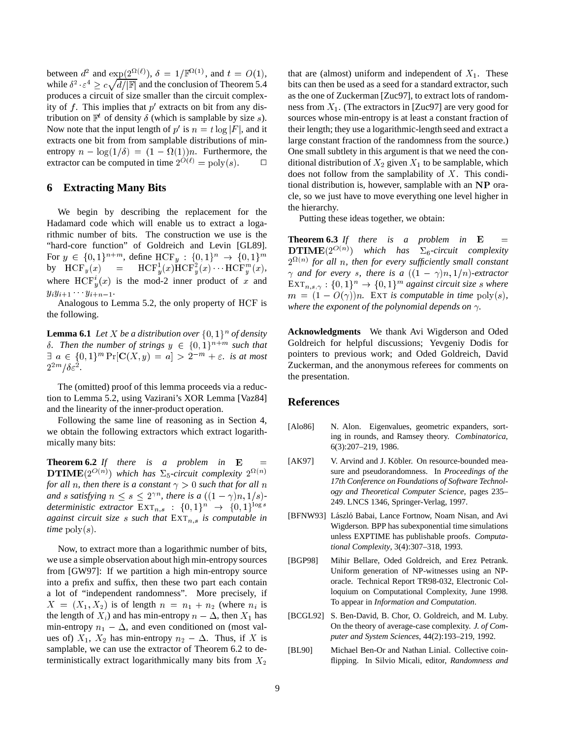between $d^2$ and $\exp(2^{\Omega(\ell)})$, $\delta = 1/\mathbb{F}^{\Omega(1)}$, and $t = O(1)$, while $\delta^2 \cdot \varepsilon^4 \geq c\sqrt{d/|\mathbb{F}|}$ and the conclusion of Theorem 5.4 produces a circuit of size smaller than the circuit complexity of $f$. This implies that $p'$ extracts on bit from any distribution on $\mathbb{F}^t$ of density $\delta$ (which is samplable by size $s$). Now note that the input length of $p'$ is $n = t \log |F|$, and it extracts one bit from from samplable distributions of min-entropy $n - \log(1/\delta) = (1 - \Omega(1))n$. Furthermore, the extractor can be computed in time $2^{O(\ell)} = \text{poly}(s)$. □

## 6 Extracting Many Bits

We begin by describing the replacement for the Hadamard code which will enable us to extract a logarithmic number of bits. The construction we use is the "hard-core function" of Goldreich and Levin [GL89]. For $y \in \{0,1\}^{n+m}$, define $\text{HCF}_y : \{0,1\}^n \to \{0,1\}^m$ by $\text{HCF}_y(x) = \text{HCF}_y^1(x)\text{HCF}_y^2(x) \cdots \text{HCF}_y^m(x)$, where $\text{HCF}_y^i(x)$ is the mod-2 inner product of $x$ and $y_i y_{i+1} \cdots y_{i+n-1}$.

Analogous to Lemma 5.2, the only property of HCF is the following.

**Lemma 6.1** *Let $X$ be a distribution over $\{0,1\}^n$ of density $\delta$. Then the number of strings $y \in \{0,1\}^{n+m}$ such that $\exists\ a \in \{0,1\}^m \Pr[\mathbf{C}(X, y) = a] > 2^{-m} + \varepsilon$. is at most $2^{2m}/\delta\varepsilon^2$.*

The (omitted) proof of this lemma proceeds via a reduction to Lemma 5.2, using Vazirani's XOR Lemma [Vaz84] and the linearity of the inner-product operation.

Following the same line of reasoning as in Section 4, we obtain the following extractors which extract logarithmically many bits:

**Theorem 6.2** *If there is a problem in $\mathbf{E} = \mathbf{DTIME}(2^{O(n)})$ which has $\Sigma_5$-circuit complexity $2^{\Omega(n)}$ for all $n$, then there is a constant $\gamma > 0$ such that for all $n$ and $s$ satisfying $n \leq s \leq 2^{\gamma n}$, there is a $((1-\gamma)n, 1/s)$-deterministic extractor $\text{Ext}_{n,s} : \{0,1\}^n \to \{0,1\}^{\log s}$ against circuit size $s$ such that $\text{Ext}_{n,s}$ is computable in time $\text{poly}(s)$.*

Now, to extract more than a logarithmic number of bits, we use a simple observation about high min-entropy sources from [GW97]: If we partition a high min-entropy source into a prefix and suffix, then these two part each contain a lot of "independent randomness". More precisely, if $X = (X_1, X_2)$ is of length $n = n_1 + n_2$ (where $n_i$ is the length of $X_i$) and has min-entropy $n - \Delta$, then $X_1$ has min-entropy $n_1 - \Delta$, and even conditioned on (most values of) $X_1$, $X_2$ has min-entropy $n_2 - \Delta$. Thus, if $X$ is samplable, we can use the extractor of Theorem 6.2 to deterministically extract logarithmically many bits from $X_2$ that are (almost) uniform and independent of $X_1$. These bits can then be used as a seed for a standard extractor, such as the one of Zuckerman [Zuc97], to extract lots of randomness from $X_1$. (The extractors in [Zuc97] are very good for sources whose min-entropy is at least a constant fraction of their length; they use a logarithmic-length seed and extract a large constant fraction of the randomness from the source.) One small subtlety in this argument is that we need the conditional distribution of $X_2$ given $X_1$ to be samplable, which does not follow from the samplability of $X$. This conditional distribution is, however, samplable with an $\mathbf{NP}$ oracle, so we just have to move everything one level higher in the hierarchy.

Putting these ideas together, we obtain:

**Theorem 6.3** *If there is a problem in $\mathbf{E} = \mathbf{DTIME}(2^{O(n)})$ which has $\Sigma_6$-circuit complexity $2^{\Omega(n)}$ for all $n$, then for every sufficiently small constant $\gamma$ and for every $s$, there is a $((1-\gamma)n, 1/n)$-extractor $\text{Ext}_{n,s,\gamma} : \{0,1\}^n \to \{0,1\}^m$ against circuit size $s$ where $m = (1 - O(\gamma))n$. Ext is computable in time $\text{poly}(s)$, where the exponent of the polynomial depends on $\gamma$.*

**Acknowledgments** We thank Avi Wigderson and Oded Goldreich for helpful discussions; Yevgeniy Dodis for pointers to previous work; and Oded Goldreich, David Zuckerman, and the anonymous referees for comments on the presentation.

## References

[Alo86] N. Alon. Eigenvalues, geometric expanders, sorting in rounds, and Ramsey theory. *Combinatorica*, 6(3):207–219, 1986.

[AK97] V. Arvind and J. Köbler. On resource-bounded measure and pseudorandomness. In *Proceedings of the 17th Conference on Foundations of Software Technology and Theoretical Computer Science*, pages 235–249. LNCS 1346, Springer-Verlag, 1997.

[BFNW93] László Babai, Lance Fortnow, Noam Nisan, and Avi Wigderson. BPP has subexponential time simulations unless EXPTIME has publishable proofs. *Computational Complexity*, 3(4):307–318, 1993.

[BGP98] Mihir Bellare, Oded Goldreich, and Erez Petrank. Uniform generation of NP-witnesses using an NP-oracle. Technical Report TR98-032, Electronic Colloquium on Computational Complexity, June 1998. To appear in *Information and Computation*.

[BCGL92] S. Ben-David, B. Chor, O. Goldreich, and M. Luby. On the theory of average-case complexity. *J. of Computer and System Sciences*, 44(2):193–219, 1992.

[BL90] Michael Ben-Or and Nathan Linial. Collective coin-flipping. In Silvio Micali, editor, *Randomness and*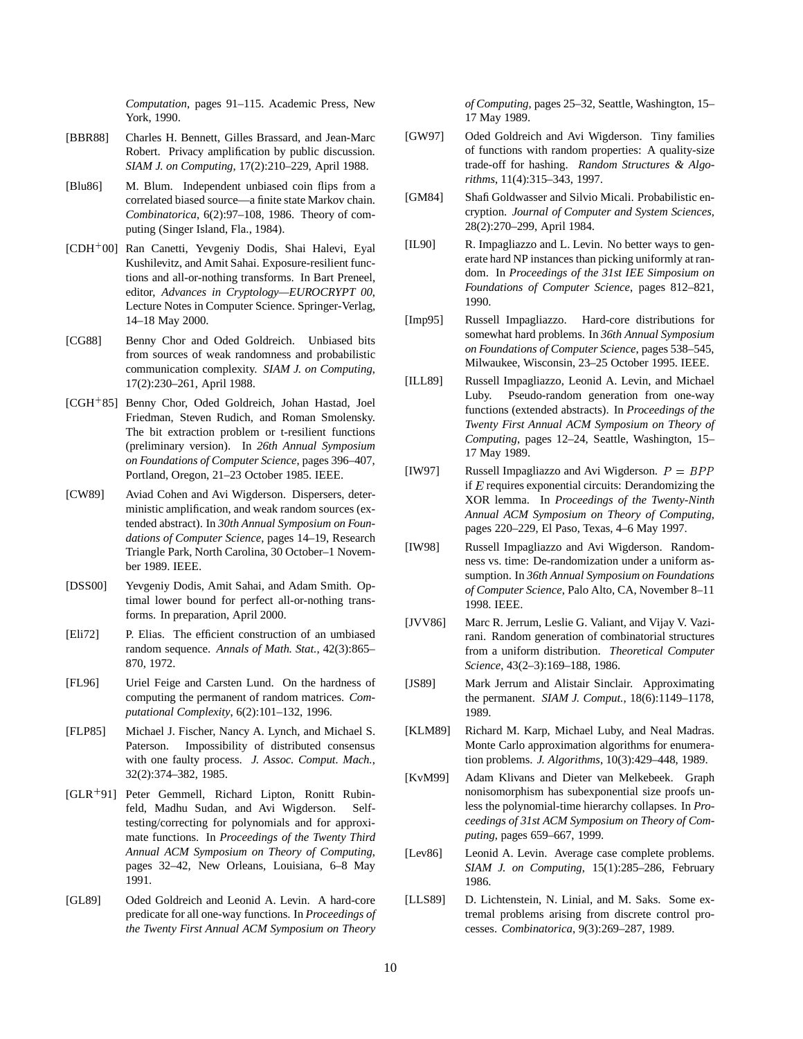*Computation*, pages 91–115. Academic Press, New York, 1990.

[BBR88] Charles H. Bennett, Gilles Brassard, and Jean-Marc Robert. Privacy amplification by public discussion. *SIAM J. on Computing*, 17(2):210–229, April 1988.

[Blu86] M. Blum. Independent unbiased coin flips from a correlated biased source—a finite state Markov chain. *Combinatorica*, 6(2):97–108, 1986. Theory of computing (Singer Island, Fla., 1984).

[CDH$^+$00] Ran Canetti, Yevgeniy Dodis, Shai Halevi, Eyal Kushilevitz, and Amit Sahai. Exposure-resilient functions and all-or-nothing transforms. In Bart Preneel, editor, *Advances in Cryptology—EUROCRYPT 00*, Lecture Notes in Computer Science. Springer-Verlag, 14–18 May 2000.

[CG88] Benny Chor and Oded Goldreich. Unbiased bits from sources of weak randomness and probabilistic communication complexity. *SIAM J. on Computing*, 17(2):230–261, April 1988.

[CGH$^+$85] Benny Chor, Oded Goldreich, Johan Hastad, Joel Friedman, Steven Rudich, and Roman Smolensky. The bit extraction problem or t-resilient functions (preliminary version). In *26th Annual Symposium on Foundations of Computer Science*, pages 396–407, Portland, Oregon, 21–23 October 1985. IEEE.

[CW89] Aviad Cohen and Avi Wigderson. Dispersers, deterministic amplification, and weak random sources (extended abstract). In *30th Annual Symposium on Foundations of Computer Science*, pages 14–19, Research Triangle Park, North Carolina, 30 October–1 November 1989. IEEE.

[DSS00] Yevgeniy Dodis, Amit Sahai, and Adam Smith. Optimal lower bound for perfect all-or-nothing transforms. In preparation, April 2000.

[Eli72] P. Elias. The efficient construction of an umbiased random sequence. *Annals of Math. Stat.*, 42(3):865–870, 1972.

[FL96] Uriel Feige and Carsten Lund. On the hardness of computing the permanent of random matrices. *Computational Complexity*, 6(2):101–132, 1996.

[FLP85] Michael J. Fischer, Nancy A. Lynch, and Michael S. Paterson. Impossibility of distributed consensus with one faulty process. *J. Assoc. Comput. Mach.*, 32(2):374–382, 1985.

[GLR$^+$91] Peter Gemmell, Richard Lipton, Ronitt Rubinfeld, Madhu Sudan, and Avi Wigderson. Self-testing/correcting for polynomials and for approximate functions. In *Proceedings of the Twenty Third Annual ACM Symposium on Theory of Computing*, pages 32–42, New Orleans, Louisiana, 6–8 May 1991.

[GL89] Oded Goldreich and Leonid A. Levin. A hard-core predicate for all one-way functions. In *Proceedings of the Twenty First Annual ACM Symposium on Theory of Computing*, pages 25–32, Seattle, Washington, 15–17 May 1989.

[GW97] Oded Goldreich and Avi Wigderson. Tiny families of functions with random properties: A quality-size trade-off for hashing. *Random Structures & Algorithms*, 11(4):315–343, 1997.

[GM84] Shafi Goldwasser and Silvio Micali. Probabilistic encryption. *Journal of Computer and System Sciences*, 28(2):270–299, April 1984.

[IL90] R. Impagliazzo and L. Levin. No better ways to generate hard NP instances than picking uniformly at random. In *Proceedings of the 31st IEE Simposium on Foundations of Computer Science*, pages 812–821, 1990.

[Imp95] Russell Impagliazzo. Hard-core distributions for somewhat hard problems. In *36th Annual Symposium on Foundations of Computer Science*, pages 538–545, Milwaukee, Wisconsin, 23–25 October 1995. IEEE.

[ILL89] Russell Impagliazzo, Leonid A. Levin, and Michael Luby. Pseudo-random generation from one-way functions (extended abstracts). In *Proceedings of the Twenty First Annual ACM Symposium on Theory of Computing*, pages 12–24, Seattle, Washington, 15–17 May 1989.

[IW97] Russell Impagliazzo and Avi Wigderson. $P = BPP$ if $E$ requires exponential circuits: Derandomizing the XOR lemma. In *Proceedings of the Twenty-Ninth Annual ACM Symposium on Theory of Computing*, pages 220–229, El Paso, Texas, 4–6 May 1997.

[IW98] Russell Impagliazzo and Avi Wigderson. Randomness vs. time: De-randomization under a uniform assumption. In *36th Annual Symposium on Foundations of Computer Science*, Palo Alto, CA, November 8–11 1998. IEEE.

[JVV86] Marc R. Jerrum, Leslie G. Valiant, and Vijay V. Vazirani. Random generation of combinatorial structures from a uniform distribution. *Theoretical Computer Science*, 43(2–3):169–188, 1986.

[JS89] Mark Jerrum and Alistair Sinclair. Approximating the permanent. *SIAM J. Comput.*, 18(6):1149–1178, 1989.

[KLM89] Richard M. Karp, Michael Luby, and Neal Madras. Monte Carlo approximation algorithms for enumeration problems. *J. Algorithms*, 10(3):429–448, 1989.

[KvM99] Adam Klivans and Dieter van Melkebeek. Graph nonisomorphism has subexponential size proofs unless the polynomial-time hierarchy collapses. In *Proceedings of 31st ACM Symposium on Theory of Computing*, pages 659–667, 1999.

[Lev86] Leonid A. Levin. Average case complete problems. *SIAM J. on Computing*, 15(1):285–286, February 1986.

[LLS89] D. Lichtenstein, N. Linial, and M. Saks. Some extremal problems arising from discrete control processes. *Combinatorica*, 9(3):269–287, 1989.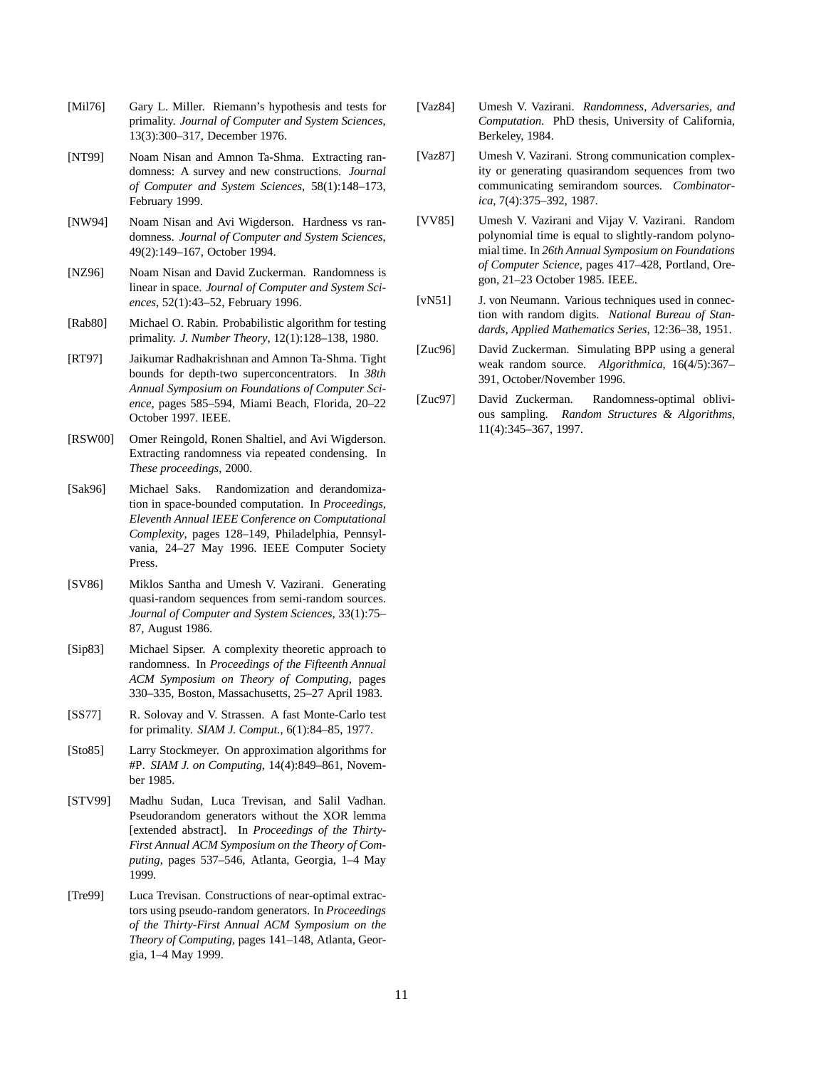[Mil76] Gary L. Miller. Riemann's hypothesis and tests for primality. *Journal of Computer and System Sciences*, 13(3):300–317, December 1976.

[NT99] Noam Nisan and Amnon Ta-Shma. Extracting randomness: A survey and new constructions. *Journal of Computer and System Sciences*, 58(1):148–173, February 1999.

[NW94] Noam Nisan and Avi Wigderson. Hardness vs randomness. *Journal of Computer and System Sciences*, 49(2):149–167, October 1994.

[NZ96] Noam Nisan and David Zuckerman. Randomness is linear in space. *Journal of Computer and System Sciences*, 52(1):43–52, February 1996.

[Rab80] Michael O. Rabin. Probabilistic algorithm for testing primality. *J. Number Theory*, 12(1):128–138, 1980.

[RT97] Jaikumar Radhakrishnan and Amnon Ta-Shma. Tight bounds for depth-two superconcentrators. In *38th Annual Symposium on Foundations of Computer Science*, pages 585–594, Miami Beach, Florida, 20–22 October 1997. IEEE.

[RSW00] Omer Reingold, Ronen Shaltiel, and Avi Wigderson. Extracting randomness via repeated condensing. In *These proceedings*, 2000.

[Sak96] Michael Saks. Randomization and derandomization in space-bounded computation. In *Proceedings, Eleventh Annual IEEE Conference on Computational Complexity*, pages 128–149, Philadelphia, Pennsylvania, 24–27 May 1996. IEEE Computer Society Press.

[SV86] Miklos Santha and Umesh V. Vazirani. Generating quasi-random sequences from semi-random sources. *Journal of Computer and System Sciences*, 33(1):75–87, August 1986.

[Sip83] Michael Sipser. A complexity theoretic approach to randomness. In *Proceedings of the Fifteenth Annual ACM Symposium on Theory of Computing*, pages 330–335, Boston, Massachusetts, 25–27 April 1983.

[SS77] R. Solovay and V. Strassen. A fast Monte-Carlo test for primality. *SIAM J. Comput.*, 6(1):84–85, 1977.

[Sto85] Larry Stockmeyer. On approximation algorithms for #P. *SIAM J. on Computing*, 14(4):849–861, November 1985.

[STV99] Madhu Sudan, Luca Trevisan, and Salil Vadhan. Pseudorandom generators without the XOR lemma [extended abstract]. In *Proceedings of the Thirty-First Annual ACM Symposium on the Theory of Computing*, pages 537–546, Atlanta, Georgia, 1–4 May 1999.

[Tre99] Luca Trevisan. Constructions of near-optimal extractors using pseudo-random generators. In *Proceedings of the Thirty-First Annual ACM Symposium on the Theory of Computing*, pages 141–148, Atlanta, Georgia, 1–4 May 1999.

[Vaz84] Umesh V. Vazirani. *Randomness, Adversaries, and Computation*. PhD thesis, University of California, Berkeley, 1984.

[Vaz87] Umesh V. Vazirani. Strong communication complexity or generating quasirandom sequences from two communicating semirandom sources. *Combinatorica*, 7(4):375–392, 1987.

[VV85] Umesh V. Vazirani and Vijay V. Vazirani. Random polynomial time is equal to slightly-random polynomial time. In *26th Annual Symposium on Foundations of Computer Science*, pages 417–428, Portland, Oregon, 21–23 October 1985. IEEE.

[vN51] J. von Neumann. Various techniques used in connection with random digits. *National Bureau of Standards, Applied Mathematics Series*, 12:36–38, 1951.

[Zuc96] David Zuckerman. Simulating BPP using a general weak random source. *Algorithmica*, 16(4/5):367–391, October/November 1996.

[Zuc97] David Zuckerman. Randomness-optimal oblivious sampling. *Random Structures & Algorithms*, 11(4):345–367, 1997.